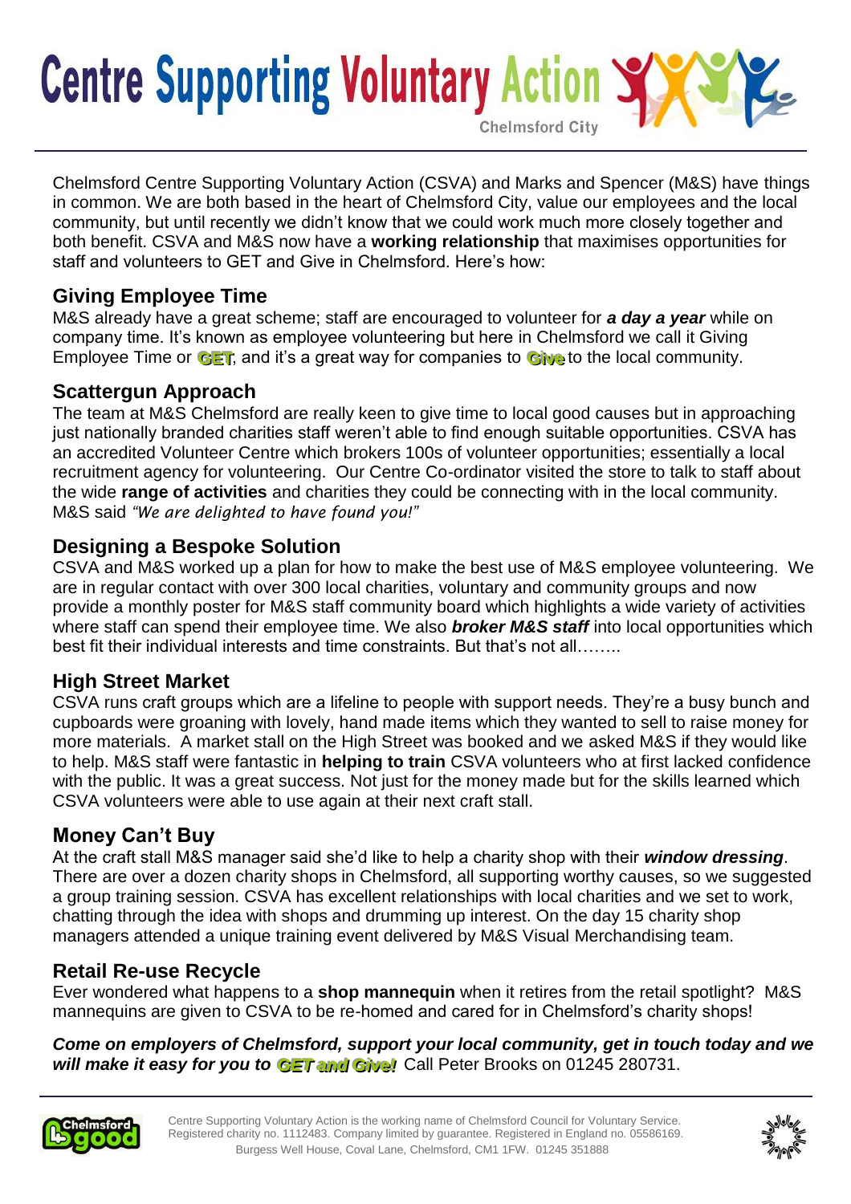# Centre Supporting Voluntary Action

Chelmsford City

Chelmsford Centre Supporting Voluntary Action (CSVA) and Marks and Spencer (M&S) have things in common. We are both based in the heart of Chelmsford City, value our employees and the local community, but until recently we didn't know that we could work much more closely together and both benefit. CSVA and M&S now have a **working relationship** that maximises opportunities for staff and volunteers to GET and Give in Chelmsford. Here's how:

## Giving Employee Time

M&S already have a great scheme; staff are encouraged to volunteer for ***a day a year*** while on company time. It's known as employee volunteering but here in Chelmsford we call it Giving Employee Time or **GET**, and it's a great way for companies to **Give** to the local community.

## Scattergun Approach

The team at M&S Chelmsford are really keen to give time to local good causes but in approaching just nationally branded charities staff weren't able to find enough suitable opportunities. CSVA has an accredited Volunteer Centre which brokers 100s of volunteer opportunities; essentially a local recruitment agency for volunteering. Our Centre Co-ordinator visited the store to talk to staff about the wide **range of activities** and charities they could be connecting with in the local community. M&S said *"We are delighted to have found you!"*

## Designing a Bespoke Solution

CSVA and M&S worked up a plan for how to make the best use of M&S employee volunteering. We are in regular contact with over 300 local charities, voluntary and community groups and now provide a monthly poster for M&S staff community board which highlights a wide variety of activities where staff can spend their employee time. We also ***broker M&S staff*** into local opportunities which best fit their individual interests and time constraints. But that's not all……..

## High Street Market

CSVA runs craft groups which are a lifeline to people with support needs. They're a busy bunch and cupboards were groaning with lovely, hand made items which they wanted to sell to raise money for more materials. A market stall on the High Street was booked and we asked M&S if they would like to help. M&S staff were fantastic in **helping to train** CSVA volunteers who at first lacked confidence with the public. It was a great success. Not just for the money made but for the skills learned which CSVA volunteers were able to use again at their next craft stall.

## Money Can't Buy

At the craft stall M&S manager said she'd like to help a charity shop with their ***window dressing***. There are over a dozen charity shops in Chelmsford, all supporting worthy causes, so we suggested a group training session. CSVA has excellent relationships with local charities and we set to work, chatting through the idea with shops and drumming up interest. On the day 15 charity shop managers attended a unique training event delivered by M&S Visual Merchandising team.

## Retail Re-use Recycle

Ever wondered what happens to a **shop mannequin** when it retires from the retail spotlight? M&S mannequins are given to CSVA to be re-homed and cared for in Chelmsford's charity shops!

***Come on employers of Chelmsford, support your local community, get in touch today and we will make it easy for you to GET and Give!*** Call Peter Brooks on 01245 280731.

Centre Supporting Voluntary Action is the working name of Chelmsford Council for Voluntary Service. Registered charity no. 1112483. Company limited by guarantee. Registered in England no. 05586169. Burgess Well House, Coval Lane, Chelmsford, CM1 1FW. 01245 351888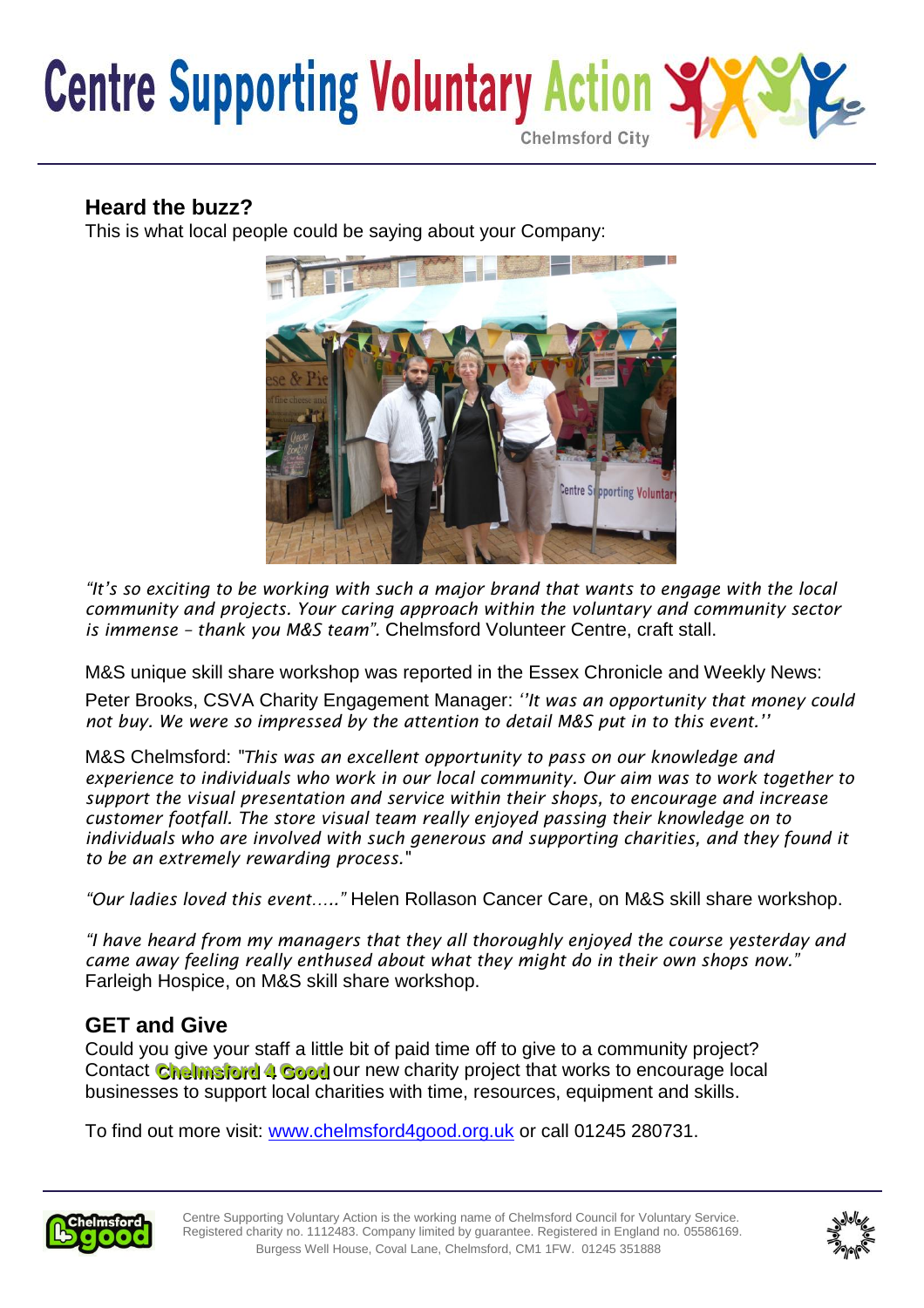# Centre Supporting Voluntary Action

Chelmsford City

## Heard the buzz?

This is what local people could be saying about your Company:

*"It's so exciting to be working with such a major brand that wants to engage with the local community and projects. Your caring approach within the voluntary and community sector is immense – thank you M&S team".* Chelmsford Volunteer Centre, craft stall.

M&S unique skill share workshop was reported in the Essex Chronicle and Weekly News:

Peter Brooks, CSVA Charity Engagement Manager: *''It was an opportunity that money could not buy. We were so impressed by the attention to detail M&S put in to this event.''*

M&S Chelmsford: "*This was an excellent opportunity to pass on our knowledge and experience to individuals who work in our local community. Our aim was to work together to support the visual presentation and service within their shops, to encourage and increase customer footfall. The store visual team really enjoyed passing their knowledge on to individuals who are involved with such generous and supporting charities, and they found it to be an extremely rewarding process.*"

*"Our ladies loved this event….."* Helen Rollason Cancer Care, on M&S skill share workshop.

*"I have heard from my managers that they all thoroughly enjoyed the course yesterday and came away feeling really enthused about what they might do in their own shops now."* Farleigh Hospice, on M&S skill share workshop.

## GET and Give

Could you give your staff a little bit of paid time off to give to a community project? Contact **Chelmsford 4 Good** our new charity project that works to encourage local businesses to support local charities with time, resources, equipment and skills.

To find out more visit: www.chelmsford4good.org.uk or call 01245 280731.

Centre Supporting Voluntary Action is the working name of Chelmsford Council for Voluntary Service. Registered charity no. 1112483. Company limited by guarantee. Registered in England no. 05586169. Burgess Well House, Coval Lane, Chelmsford, CM1 1FW. 01245 351888